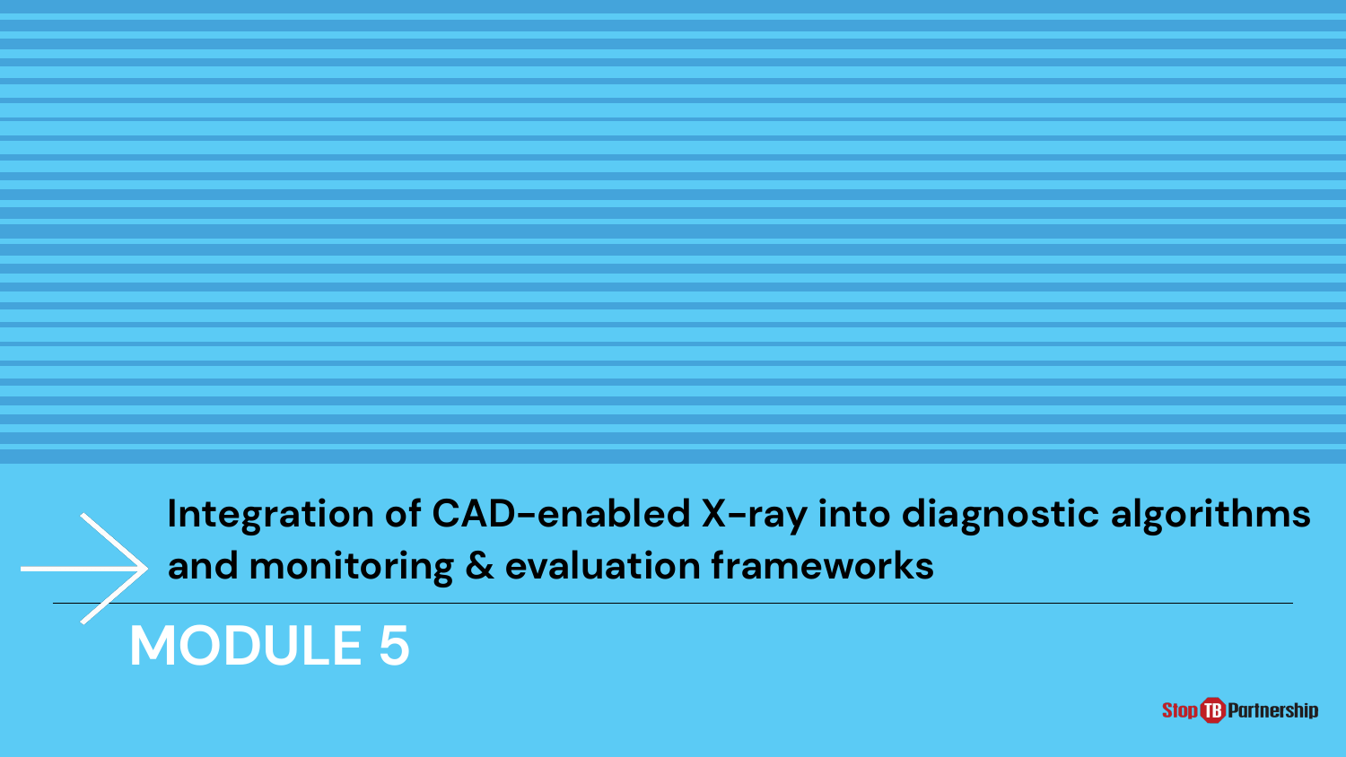# MODULE 5

## Integration of CAD-enabled X-ray into diagnostic algorithms and monitoring & evaluation frameworks

Stop TB Partnership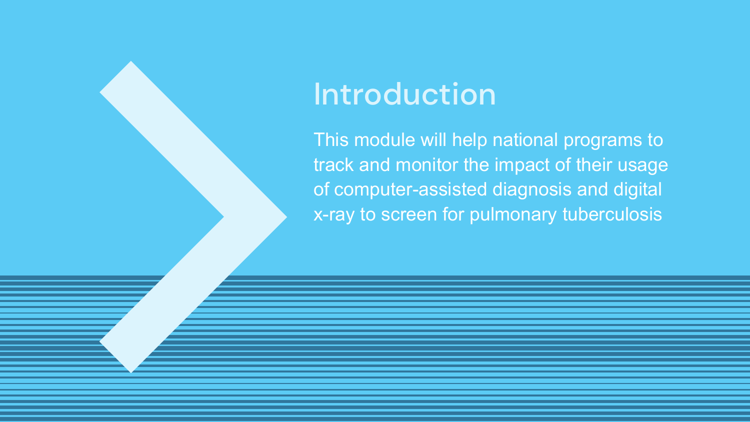# Introduction

This module will help national programs to track and monitor the impact of their usage of computer-assisted diagnosis and digital x-ray to screen for pulmonary tuberculosis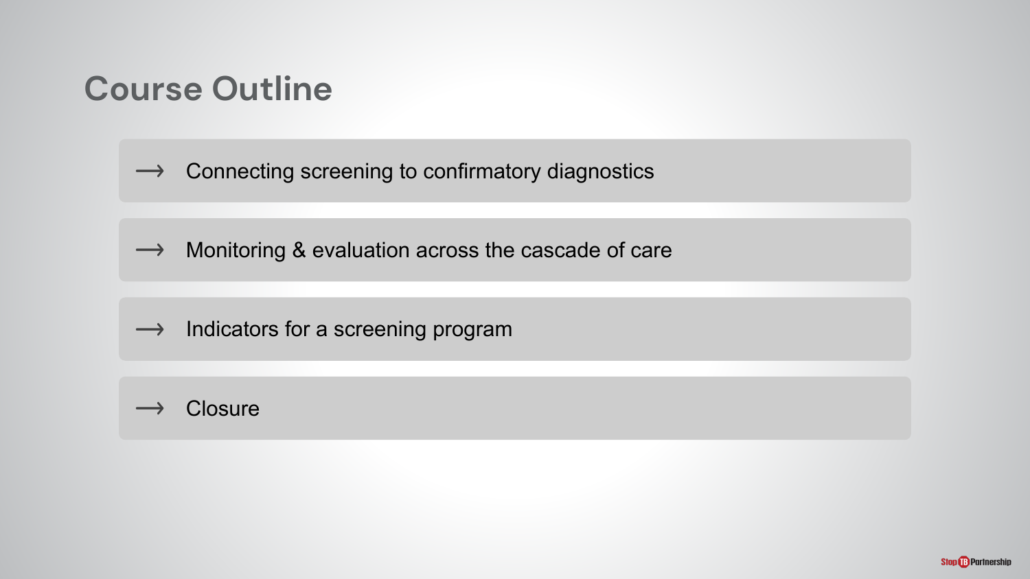# Course Outline

- Connecting screening to confirmatory diagnostics
- Monitoring & evaluation across the cascade of care
- Indicators for a screening program
- Closure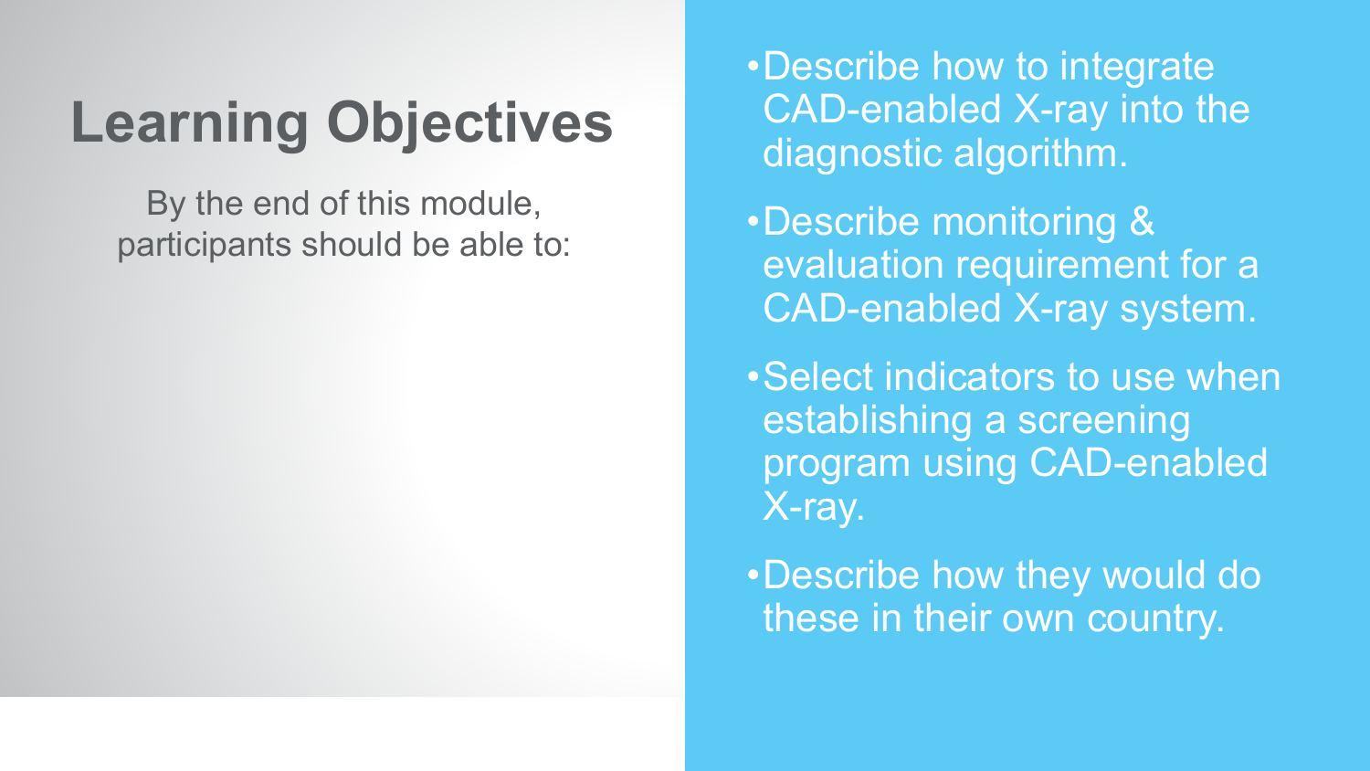# Learning Objectives

By the end of this module, participants should be able to:

- Describe how to integrate CAD-enabled X-ray into the diagnostic algorithm.
- Describe monitoring & evaluation requirement for a CAD-enabled X-ray system.
- Select indicators to use when establishing a screening program using CAD-enabled X-ray.
- Describe how they would do these in their own country.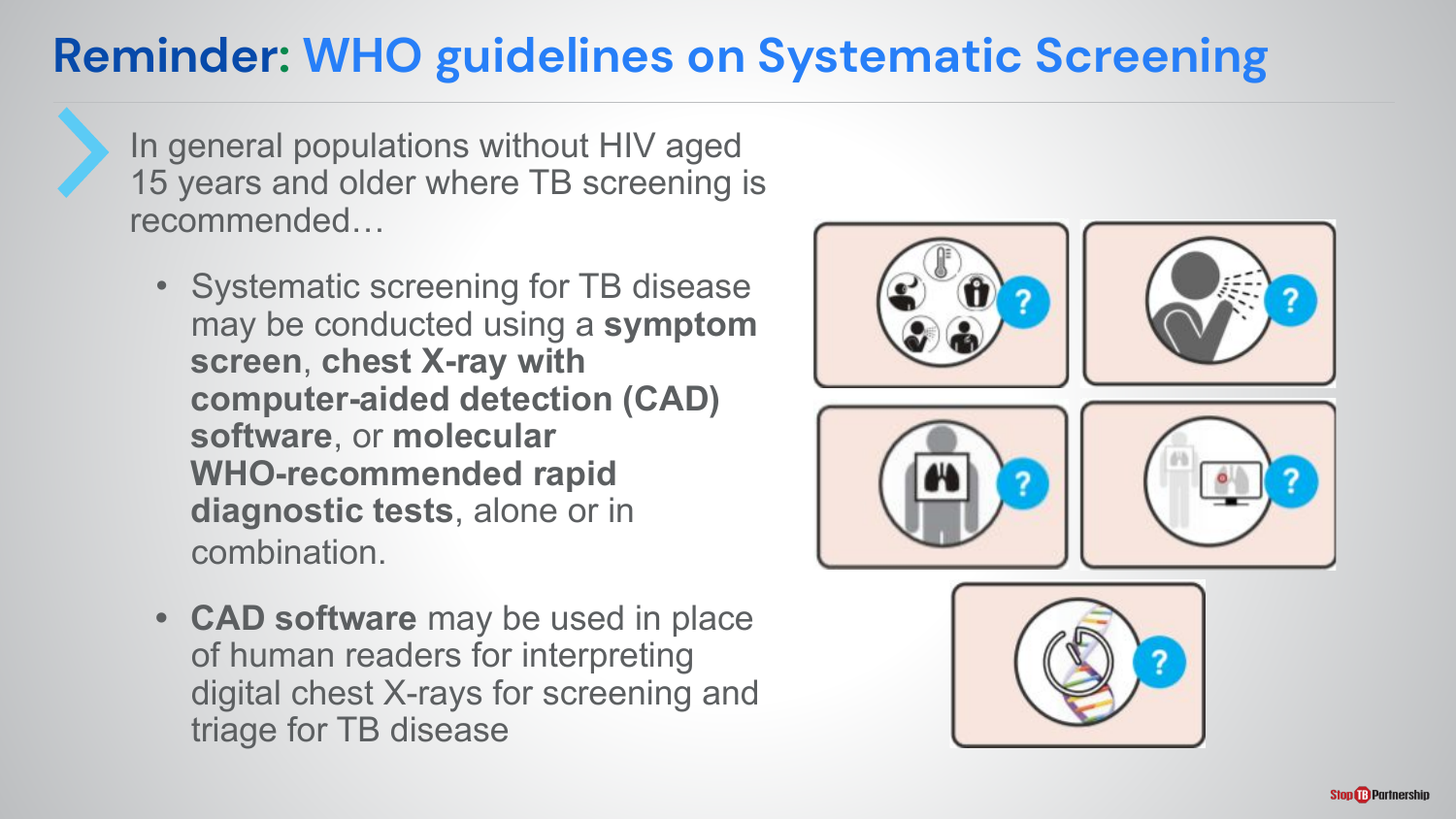# Reminder: WHO guidelines on Systematic Screening

In general populations without HIV aged 15 years and older where TB screening is recommended…

- Systematic screening for TB disease may be conducted using a **symptom screen**, **chest X-ray with computer-aided detection (CAD) software**, or **molecular WHO-recommended rapid diagnostic tests**, alone or in combination.
- **CAD software** may be used in place of human readers for interpreting digital chest X-rays for screening and triage for TB disease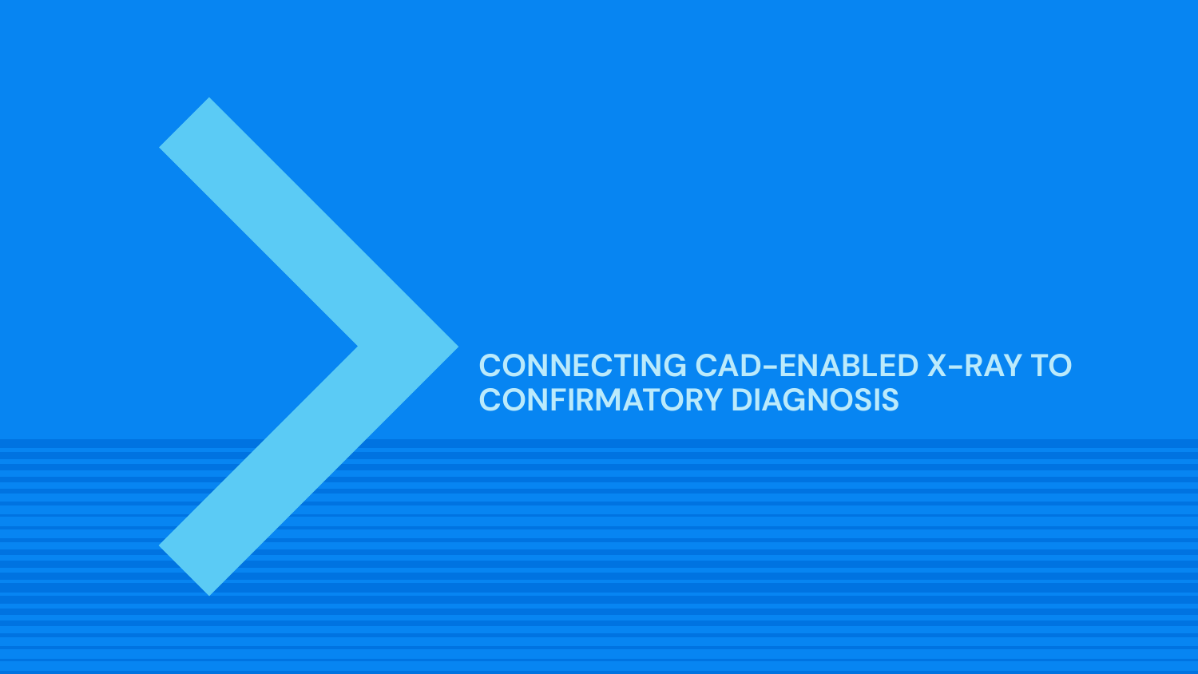# CONNECTING CAD-ENABLED X-RAY TO CONFIRMATORY DIAGNOSIS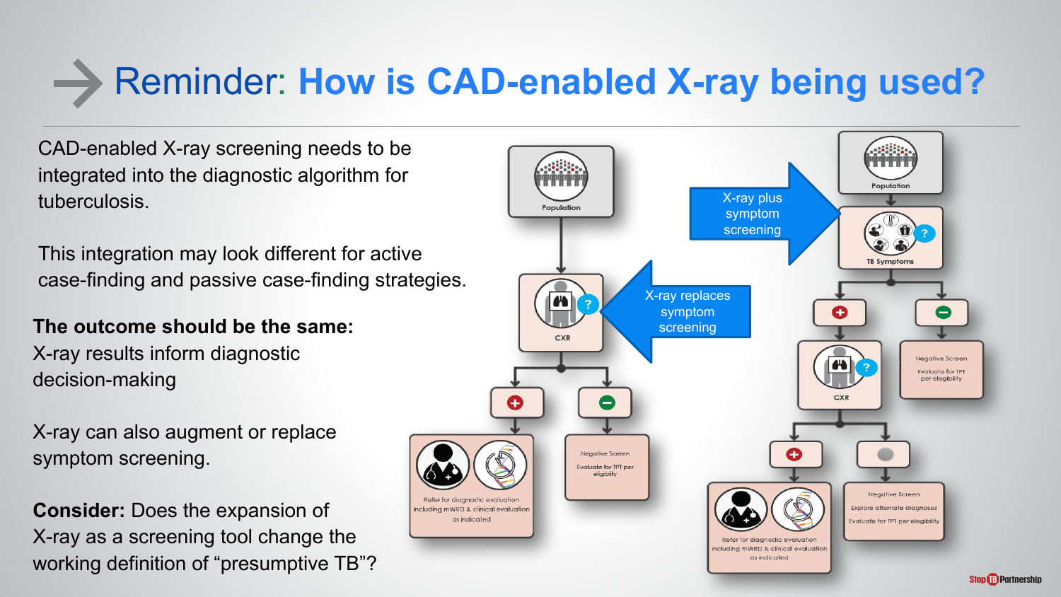# Reminder: How is CAD-enabled X-ray being used?

CAD-enabled X-ray screening needs to be integrated into the diagnostic algorithm for tuberculosis.

This integration may look different for active case-finding and passive case-finding strategies.

**The outcome should be the same:**
X-ray results inform diagnostic decision-making

X-ray can also augment or replace symptom screening.

**Consider:** Does the expansion of X-ray as a screening tool change the working definition of "presumptive TB"?

X-ray replaces symptom screening

Population → CXR → (+) Refer for diagnostic evaluation including mWRD & clinical evaluation as indicated; (−) Negative Screen: Evaluate for TPT per eligibility

X-ray plus symptom screening

Population → TB Symptoms → (+) CXR; (−) Negative Screen: Evaluate for TPT per eligibility

CXR → (+) Refer for diagnostic evaluation including mWRD & clinical evaluation as indicated; Negative Screen: Explore alternate diagnoses, Evaluate for TPT per eligibility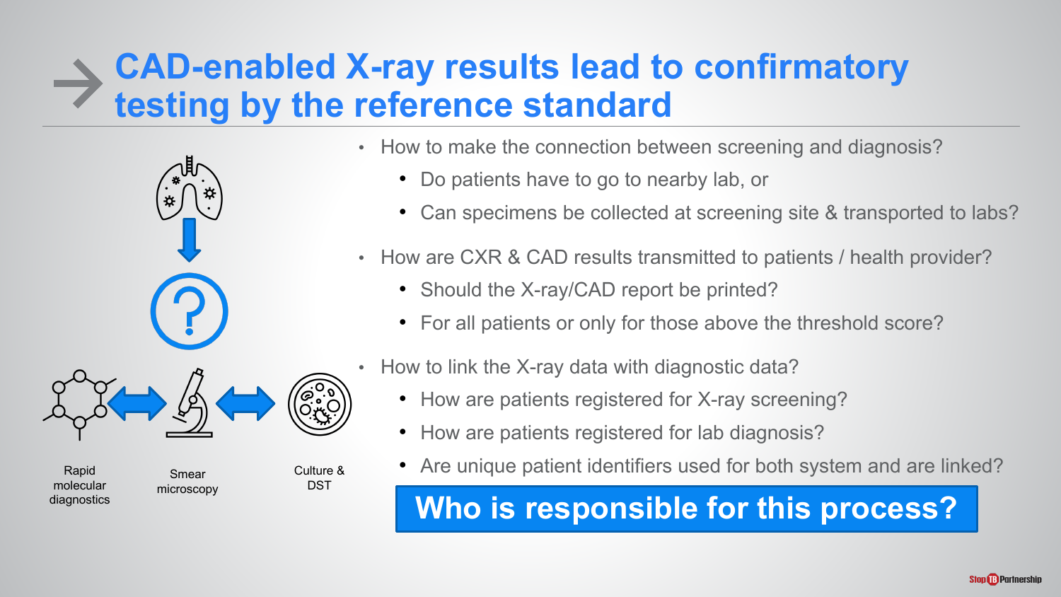# CAD-enabled X-ray results lead to confirmatory testing by the reference standard

Rapid molecular diagnostics

Smear microscopy

Culture & DST

- How to make the connection between screening and diagnosis?
  - Do patients have to go to nearby lab, or
  - Can specimens be collected at screening site & transported to labs?
- How are CXR & CAD results transmitted to patients / health provider?
  - Should the X-ray/CAD report be printed?
  - For all patients or only for those above the threshold score?
- How to link the X-ray data with diagnostic data?
  - How are patients registered for X-ray screening?
  - How are patients registered for lab diagnosis?
  - Are unique patient identifiers used for both system and are linked?

**Who is responsible for this process?**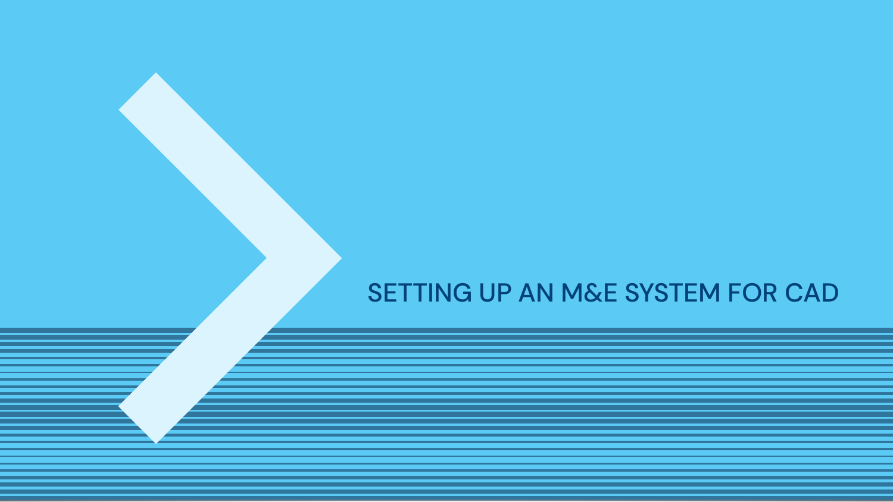# SETTING UP AN M&E SYSTEM FOR CAD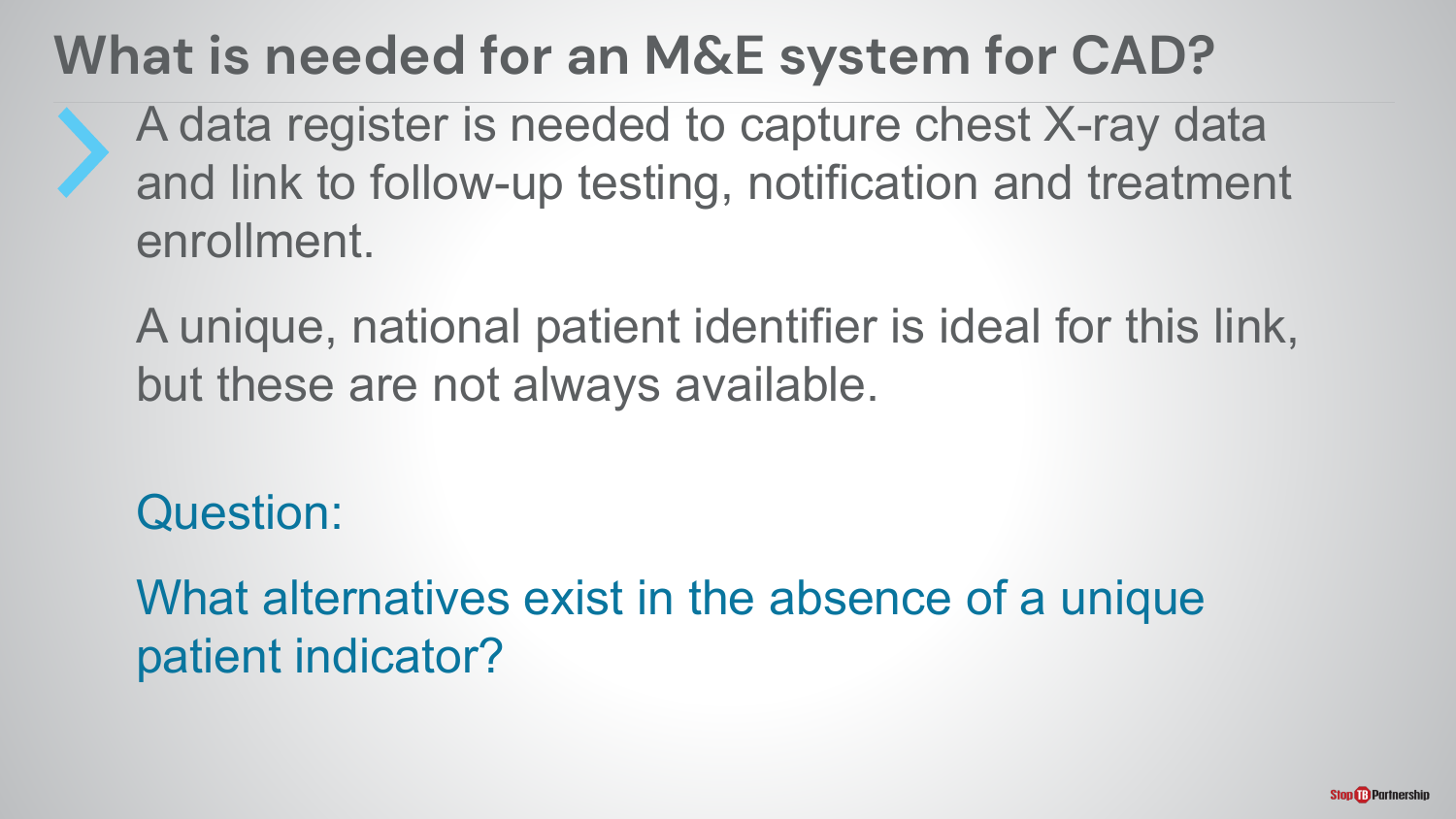# What is needed for an M&E system for CAD?

- A data register is needed to capture chest X-ray data and link to follow-up testing, notification and treatment enrollment.

  A unique, national patient identifier is ideal for this link, but these are not always available.

  Question:

  What alternatives exist in the absence of a unique patient indicator?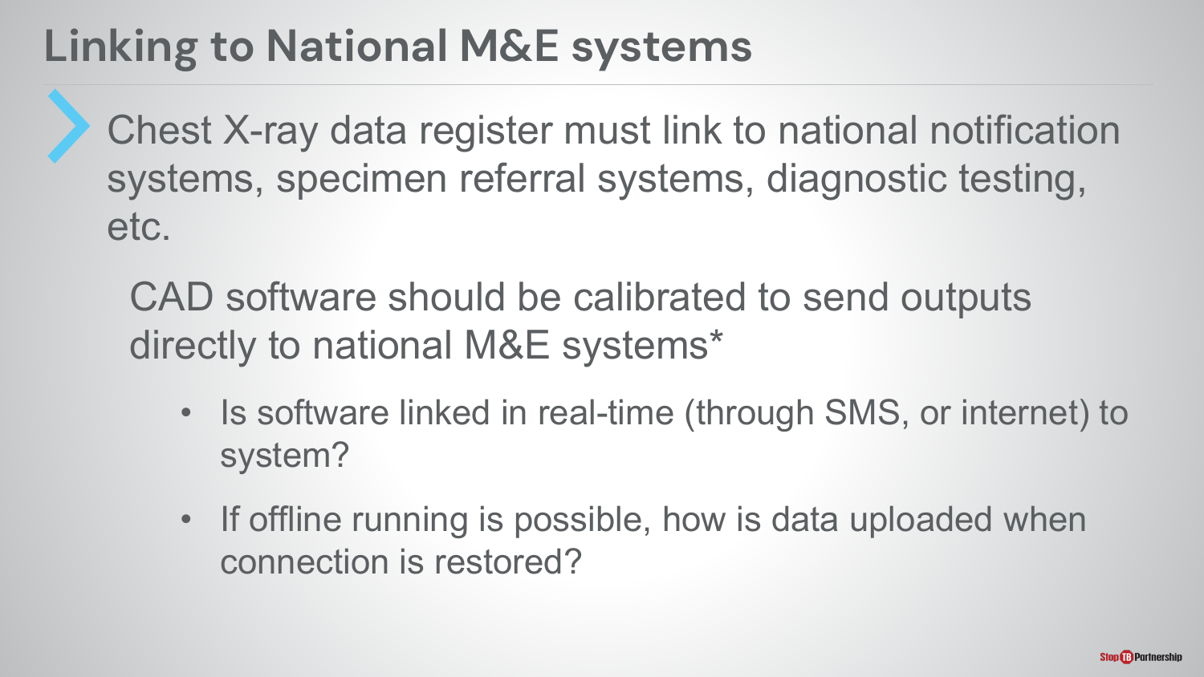# Linking to National M&E systems

- Chest X-ray data register must link to national notification systems, specimen referral systems, diagnostic testing, etc.

  CAD software should be calibrated to send outputs directly to national M&E systems*

  - Is software linked in real-time (through SMS, or internet) to system?
  - If offline running is possible, how is data uploaded when connection is restored?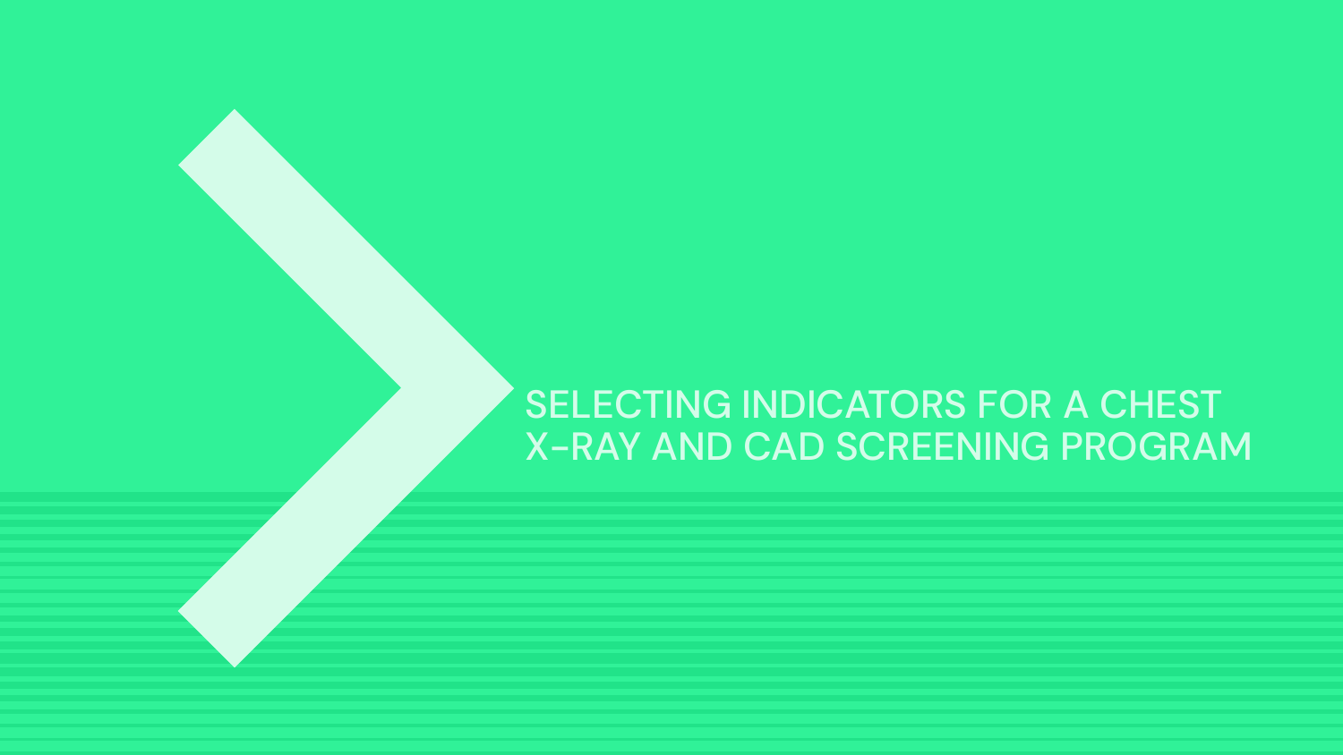# SELECTING INDICATORS FOR A CHEST X-RAY AND CAD SCREENING PROGRAM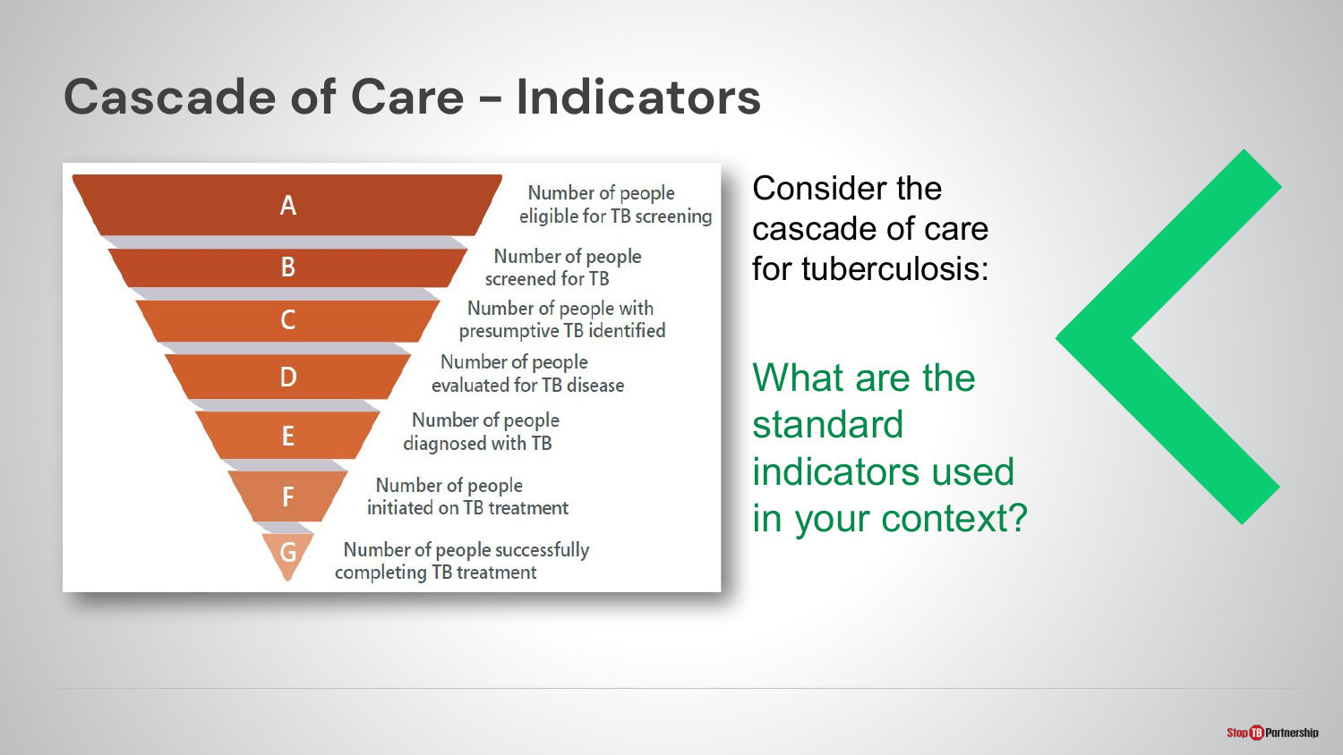# Cascade of Care – Indicators

- **A** – Number of people eligible for TB screening
- **B** – Number of people screened for TB
- **C** – Number of people with presumptive TB identified
- **D** – Number of people evaluated for TB disease
- **E** – Number of people diagnosed with TB
- **F** – Number of people initiated on TB treatment
- **G** – Number of people successfully completing TB treatment

Consider the cascade of care for tuberculosis:

What are the standard indicators used in your context?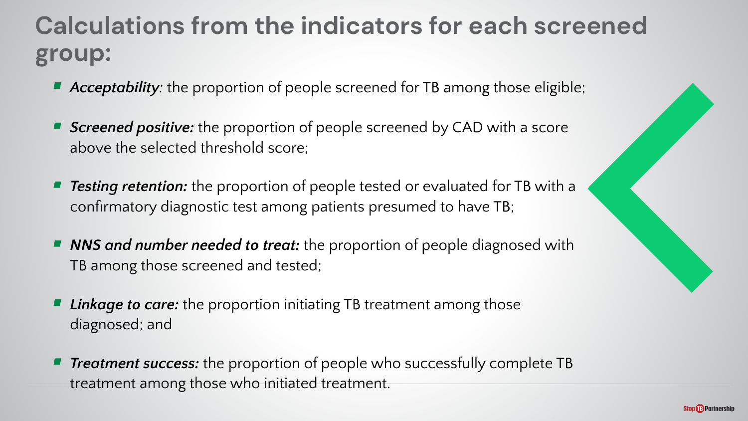# Calculations from the indicators for each screened group:

- ***Acceptability****:* the proportion of people screened for TB among those eligible;
- ***Screened positive:*** the proportion of people screened by CAD with a score above the selected threshold score;
- ***Testing retention:*** the proportion of people tested or evaluated for TB with a confirmatory diagnostic test among patients presumed to have TB;
- ***NNS and number needed to treat:*** the proportion of people diagnosed with TB among those screened and tested;
- ***Linkage to care:*** the proportion initiating TB treatment among those diagnosed; and
- ***Treatment success:*** the proportion of people who successfully complete TB treatment among those who initiated treatment.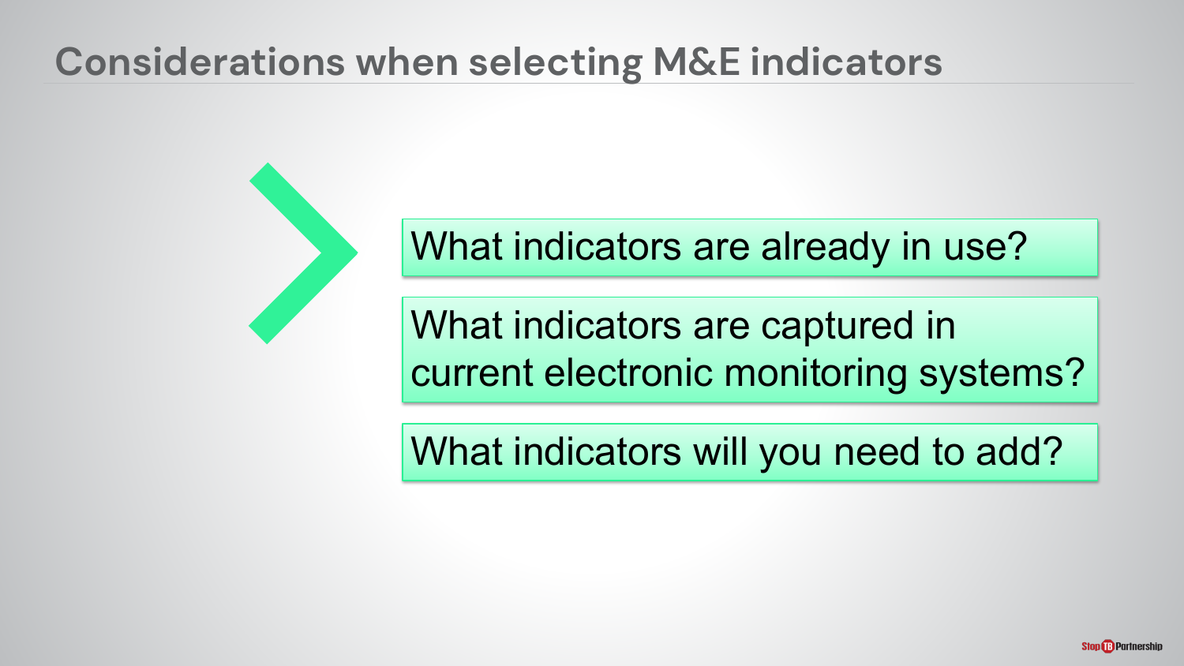# Considerations when selecting M&E indicators

- What indicators are already in use?
- What indicators are captured in current electronic monitoring systems?
- What indicators will you need to add?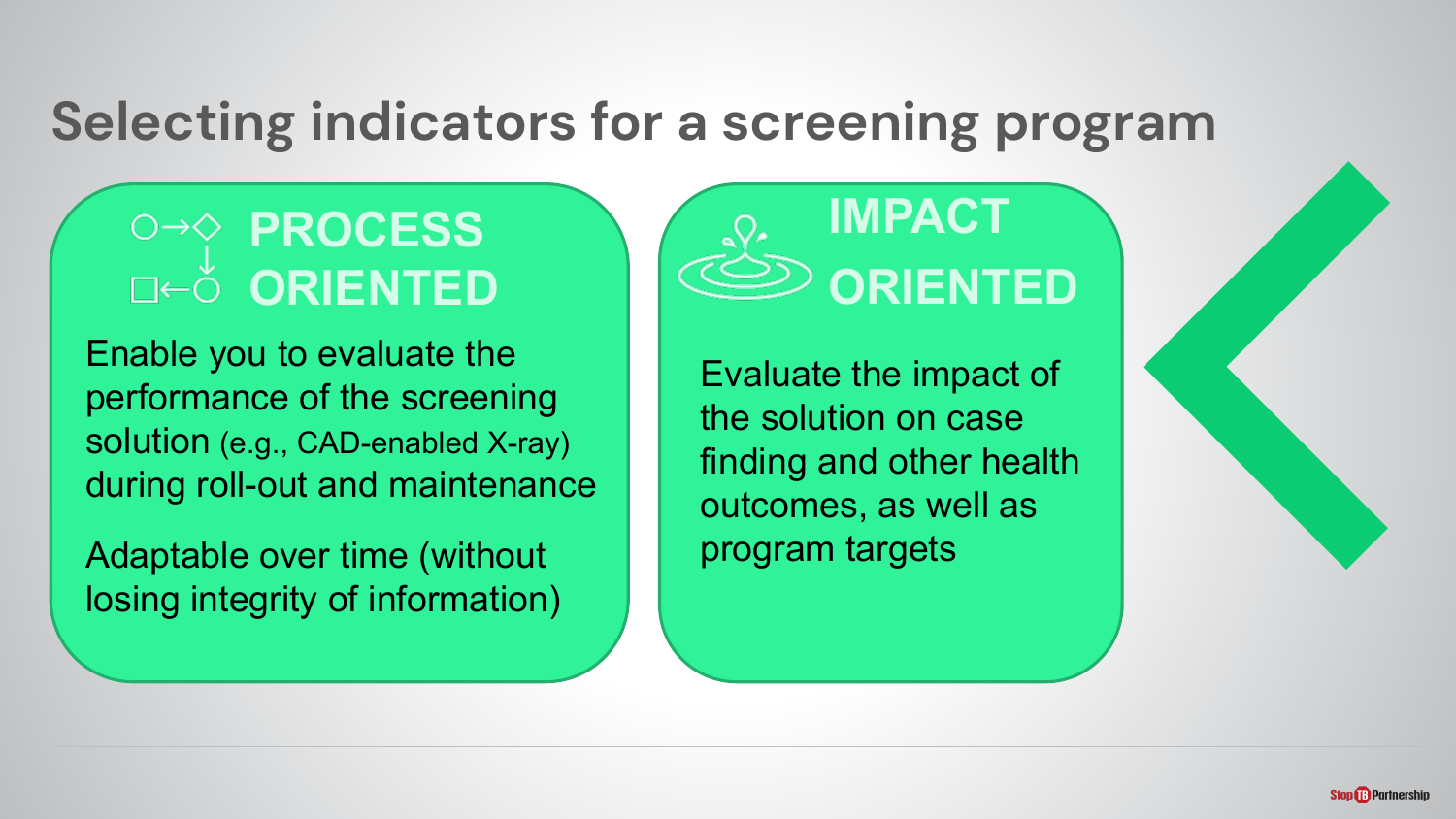# Selecting indicators for a screening program

## PROCESS ORIENTED

Enable you to evaluate the performance of the screening solution (e.g., CAD-enabled X-ray) during roll-out and maintenance

Adaptable over time (without losing integrity of information)

## IMPACT ORIENTED

Evaluate the impact of the solution on case finding and other health outcomes, as well as program targets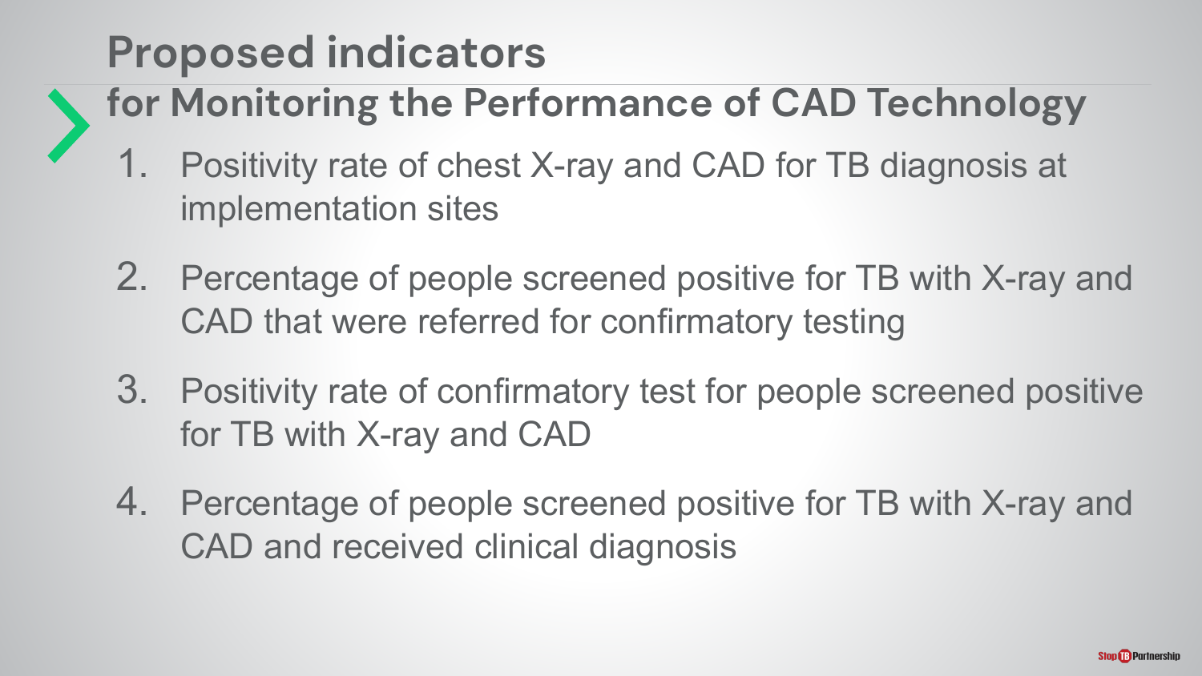# Proposed indicators

## for Monitoring the Performance of CAD Technology

1. Positivity rate of chest X-ray and CAD for TB diagnosis at implementation sites
2. Percentage of people screened positive for TB with X-ray and CAD that were referred for confirmatory testing
3. Positivity rate of confirmatory test for people screened positive for TB with X-ray and CAD
4. Percentage of people screened positive for TB with X-ray and CAD and received clinical diagnosis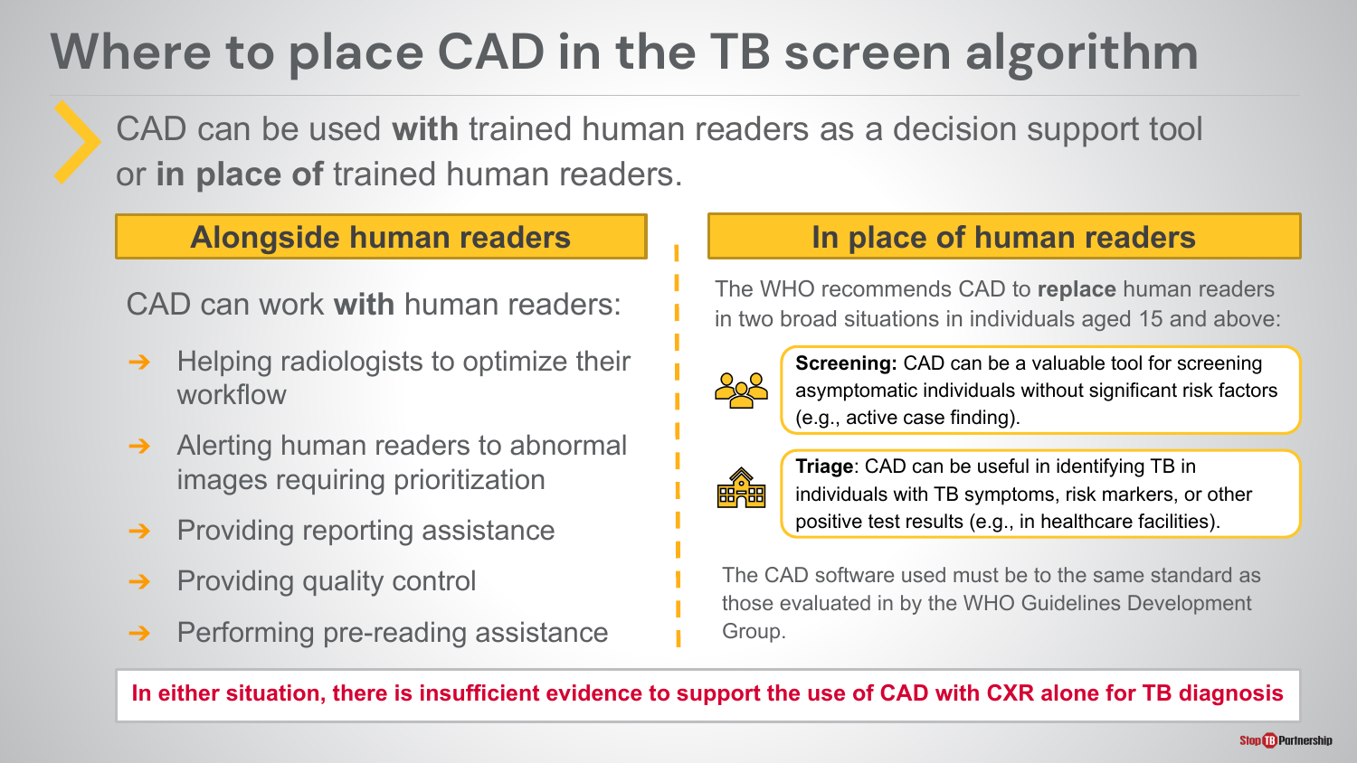# Where to place CAD in the TB screen algorithm

CAD can be used **with** trained human readers as a decision support tool or **in place of** trained human readers.

## Alongside human readers

CAD can work **with** human readers:

- Helping radiologists to optimize their workflow
- Alerting human readers to abnormal images requiring prioritization
- Providing reporting assistance
- Providing quality control
- Performing pre-reading assistance

## In place of human readers

The WHO recommends CAD to **replace** human readers in two broad situations in individuals aged 15 and above:

- **Screening:** CAD can be a valuable tool for screening asymptomatic individuals without significant risk factors (e.g., active case finding).
- **Triage**: CAD can be useful in identifying TB in individuals with TB symptoms, risk markers, or other positive test results (e.g., in healthcare facilities).

The CAD software used must be to the same standard as those evaluated in by the WHO Guidelines Development Group.

**In either situation, there is insufficient evidence to support the use of CAD with CXR alone for TB diagnosis**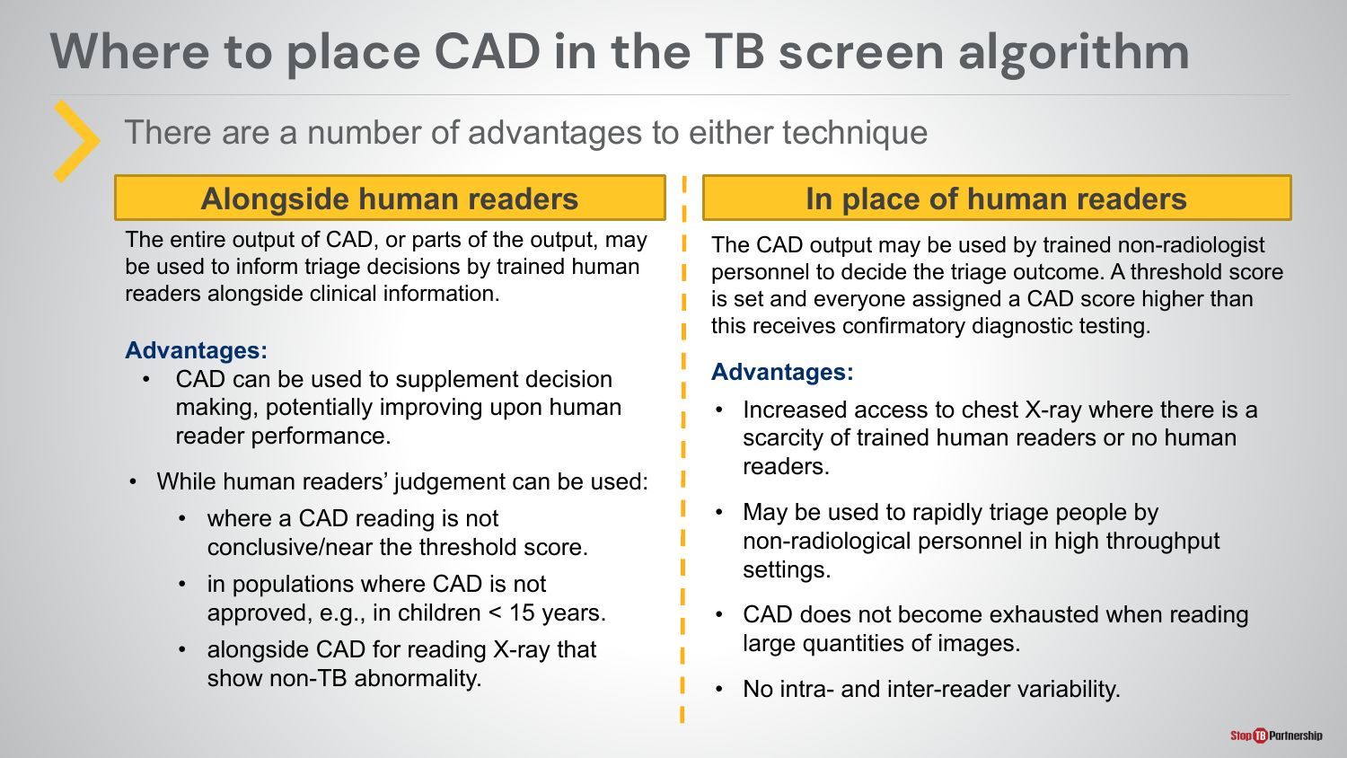# Where to place CAD in the TB screen algorithm

There are a number of advantages to either technique

## Alongside human readers

The entire output of CAD, or parts of the output, may be used to inform triage decisions by trained human readers alongside clinical information.

**Advantages:**

- CAD can be used to supplement decision making, potentially improving upon human reader performance.
- While human readers' judgement can be used:
  - where a CAD reading is not conclusive/near the threshold score.
  - in populations where CAD is not approved, e.g., in children < 15 years.
  - alongside CAD for reading X-ray that show non-TB abnormality.

## In place of human readers

The CAD output may be used by trained non-radiologist personnel to decide the triage outcome. A threshold score is set and everyone assigned a CAD score higher than this receives confirmatory diagnostic testing.

**Advantages:**

- Increased access to chest X-ray where there is a scarcity of trained human readers or no human readers.
- May be used to rapidly triage people by non-radiological personnel in high throughput settings.
- CAD does not become exhausted when reading large quantities of images.
- No intra- and inter-reader variability.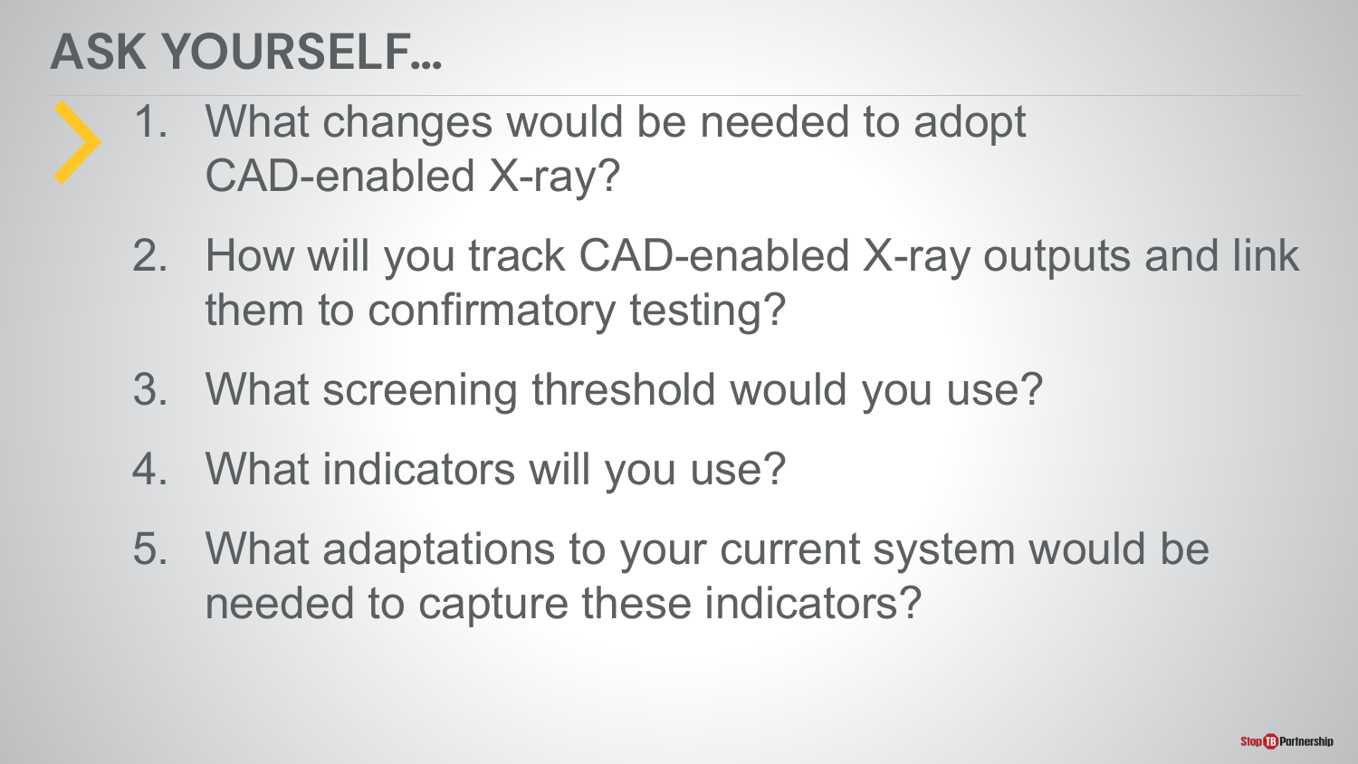# ASK YOURSELF…

1. What changes would be needed to adopt CAD-enabled X-ray?
2. How will you track CAD-enabled X-ray outputs and link them to confirmatory testing?
3. What screening threshold would you use?
4. What indicators will you use?
5. What adaptations to your current system would be needed to capture these indicators?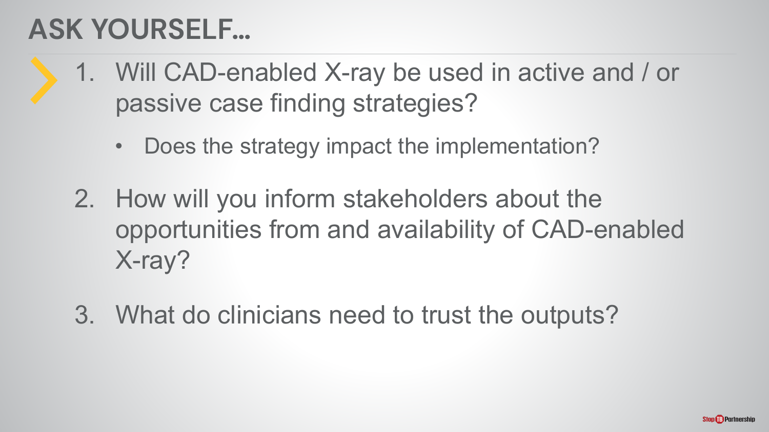# ASK YOURSELF…

1. Will CAD-enabled X-ray be used in active and / or passive case finding strategies?
   - Does the strategy impact the implementation?
2. How will you inform stakeholders about the opportunities from and availability of CAD-enabled X-ray?
3. What do clinicians need to trust the outputs?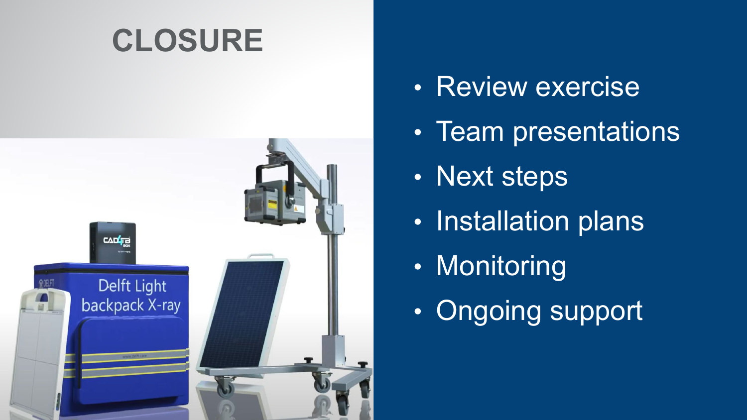# CLOSURE

- Review exercise
- Team presentations
- Next steps
- Installation plans
- Monitoring
- Ongoing support